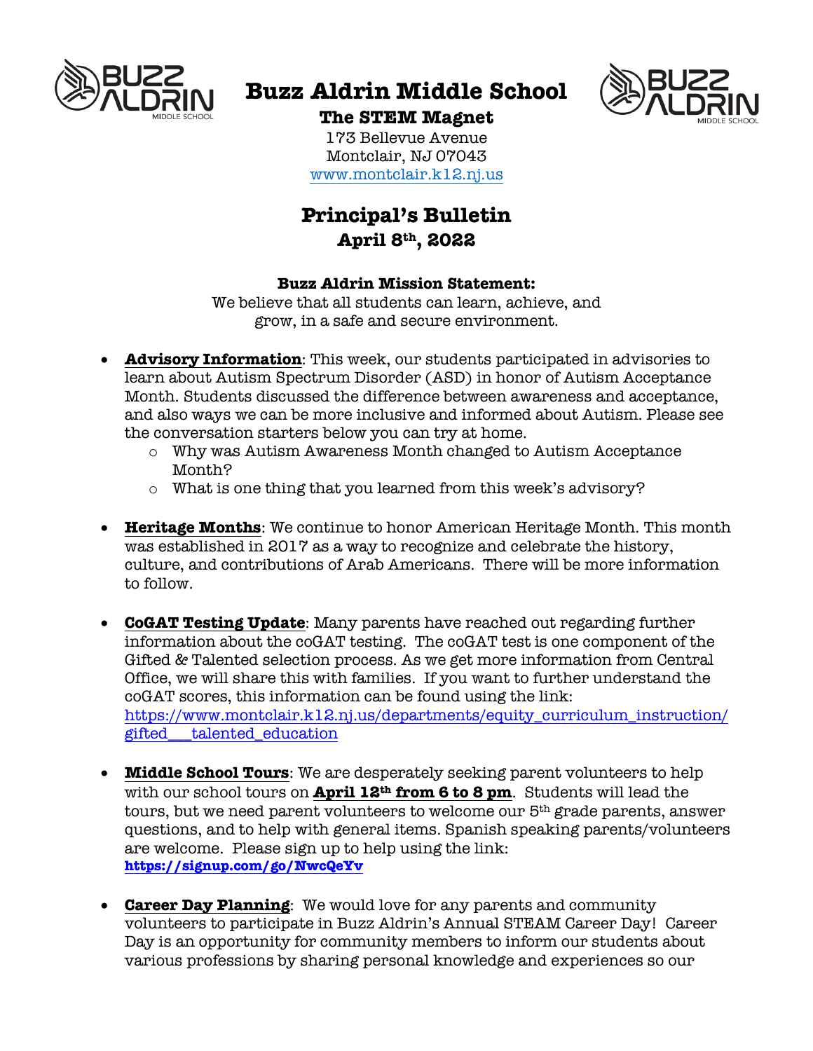# Buzz Aldrin Middle School

**The STEM Magnet**

173 Bellevue Avenue
Montclair, NJ 07043
www.montclair.k12.nj.us

## Principal's Bulletin

**April 8th, 2022**

**Buzz Aldrin Mission Statement:**
We believe that all students can learn, achieve, and grow, in a safe and secure environment.

- **Advisory Information**: This week, our students participated in advisories to learn about Autism Spectrum Disorder (ASD) in honor of Autism Acceptance Month. Students discussed the difference between awareness and acceptance, and also ways we can be more inclusive and informed about Autism. Please see the conversation starters below you can try at home.
  - Why was Autism Awareness Month changed to Autism Acceptance Month?
  - What is one thing that you learned from this week's advisory?

- **Heritage Months**: We continue to honor American Heritage Month. This month was established in 2017 as a way to recognize and celebrate the history, culture, and contributions of Arab Americans. There will be more information to follow.

- **CoGAT Testing Update**: Many parents have reached out regarding further information about the coGAT testing. The coGAT test is one component of the Gifted & Talented selection process. As we get more information from Central Office, we will share this with families. If you want to further understand the coGAT scores, this information can be found using the link: https://www.montclair.k12.nj.us/departments/equity_curriculum_instruction/gifted___talented_education

- **Middle School Tours**: We are desperately seeking parent volunteers to help with our school tours on **April 12th from 6 to 8 pm**. Students will lead the tours, but we need parent volunteers to welcome our 5th grade parents, answer questions, and to help with general items. Spanish speaking parents/volunteers are welcome. Please sign up to help using the link: **https://signup.com/go/NwcQeYv**

- **Career Day Planning**: We would love for any parents and community volunteers to participate in Buzz Aldrin's Annual STEAM Career Day! Career Day is an opportunity for community members to inform our students about various professions by sharing personal knowledge and experiences so our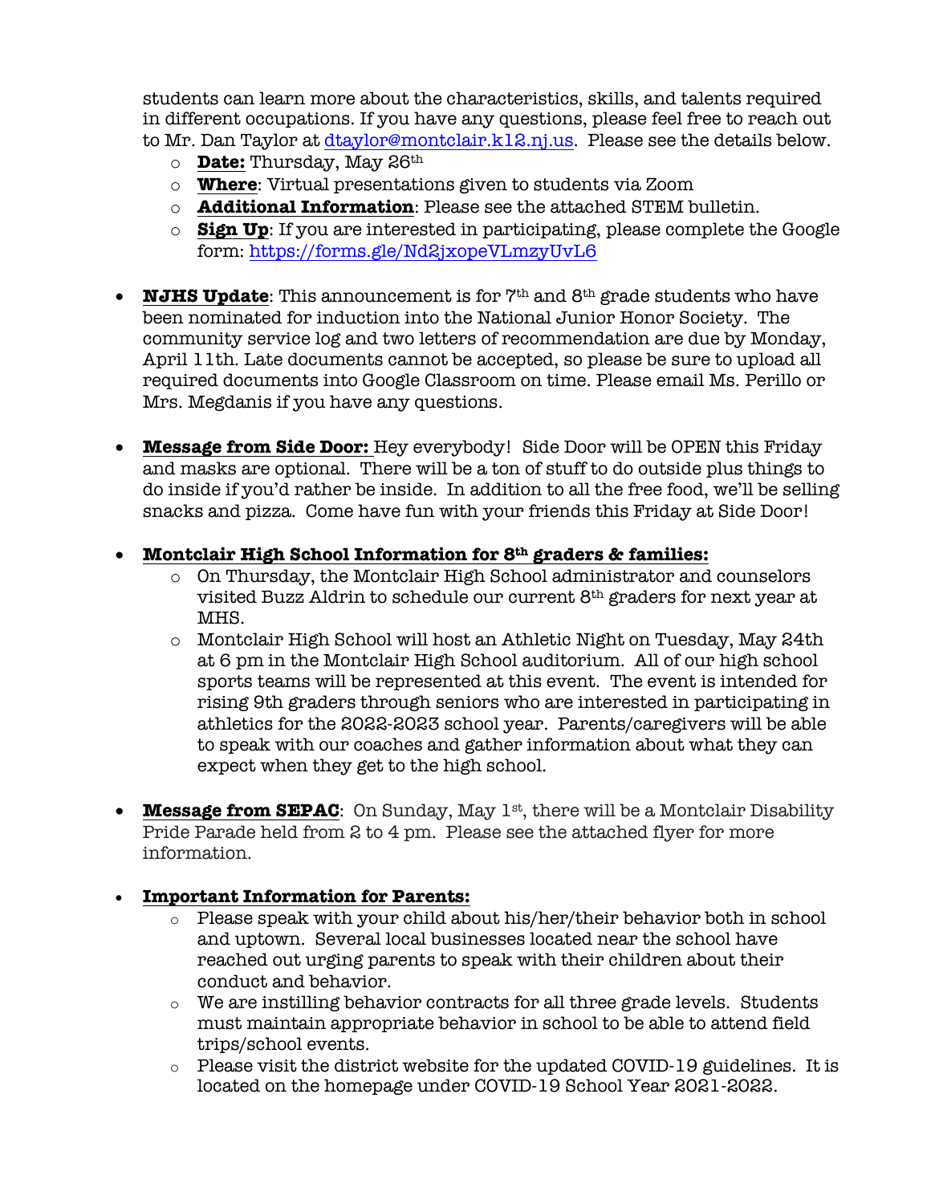students can learn more about the characteristics, skills, and talents required in different occupations. If you have any questions, please feel free to reach out to Mr. Dan Taylor at dtaylor@montclair.k12.nj.us. Please see the details below.

  - **Date:** Thursday, May 26th
  - **Where**: Virtual presentations given to students via Zoom
  - **Additional Information**: Please see the attached STEM bulletin.
  - **Sign Up**: If you are interested in participating, please complete the Google form: https://forms.gle/Nd2jxopeVLmzyUvL6

- **NJHS Update**: This announcement is for 7th and 8th grade students who have been nominated for induction into the National Junior Honor Society. The community service log and two letters of recommendation are due by Monday, April 11th. Late documents cannot be accepted, so please be sure to upload all required documents into Google Classroom on time. Please email Ms. Perillo or Mrs. Megdanis if you have any questions.

- **Message from Side Door:** Hey everybody! Side Door will be OPEN this Friday and masks are optional. There will be a ton of stuff to do outside plus things to do inside if you'd rather be inside. In addition to all the free food, we'll be selling snacks and pizza. Come have fun with your friends this Friday at Side Door!

- **Montclair High School Information for 8th graders & families:**
  - On Thursday, the Montclair High School administrator and counselors visited Buzz Aldrin to schedule our current 8th graders for next year at MHS.
  - Montclair High School will host an Athletic Night on Tuesday, May 24th at 6 pm in the Montclair High School auditorium. All of our high school sports teams will be represented at this event. The event is intended for rising 9th graders through seniors who are interested in participating in athletics for the 2022-2023 school year. Parents/caregivers will be able to speak with our coaches and gather information about what they can expect when they get to the high school.

- **Message from SEPAC**: On Sunday, May 1st, there will be a Montclair Disability Pride Parade held from 2 to 4 pm. Please see the attached flyer for more information.

- **Important Information for Parents:**
  - Please speak with your child about his/her/their behavior both in school and uptown. Several local businesses located near the school have reached out urging parents to speak with their children about their conduct and behavior.
  - We are instilling behavior contracts for all three grade levels. Students must maintain appropriate behavior in school to be able to attend field trips/school events.
  - Please visit the district website for the updated COVID-19 guidelines. It is located on the homepage under COVID-19 School Year 2021-2022.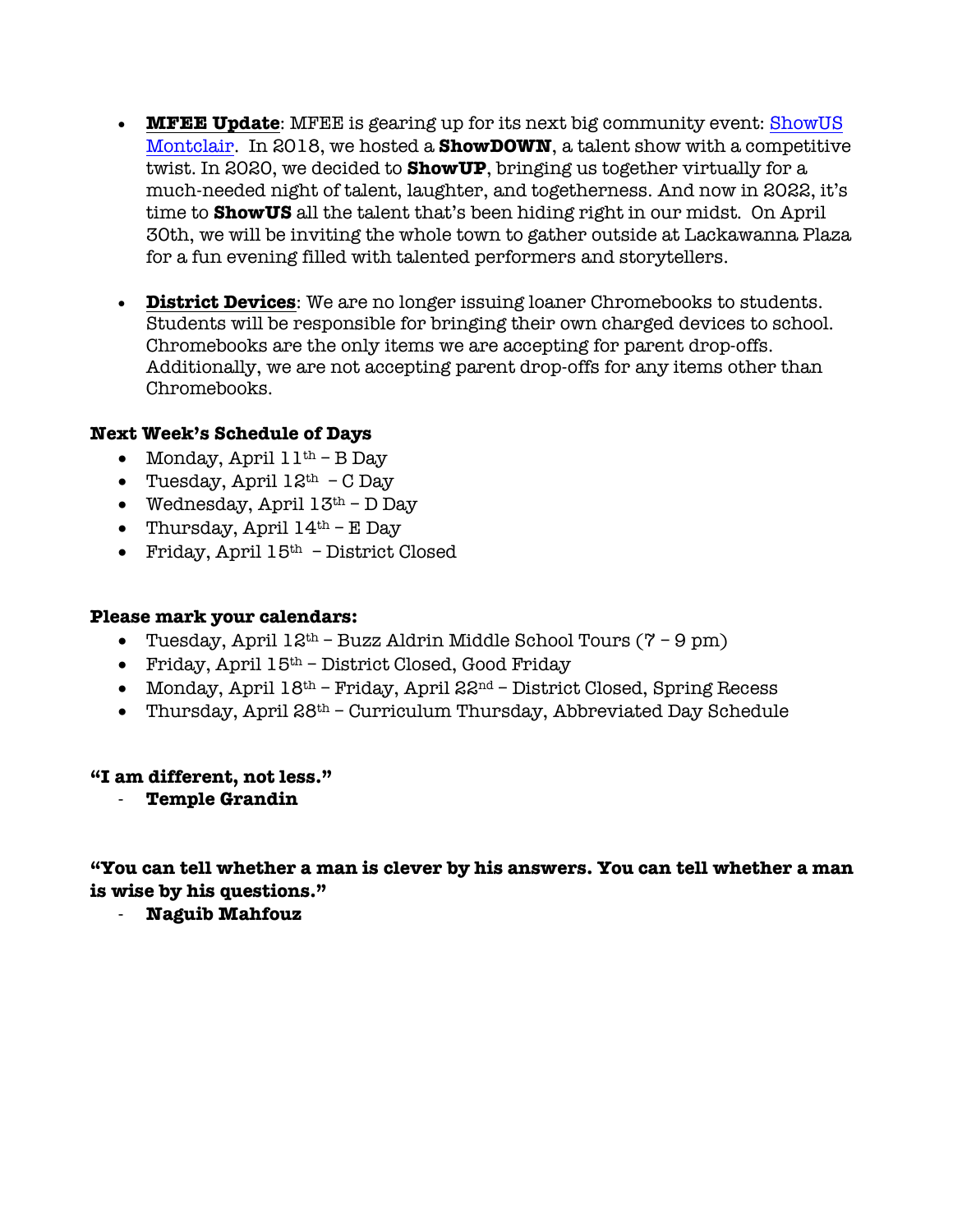- **MFEE Update**: MFEE is gearing up for its next big community event: ShowUS Montclair. In 2018, we hosted a **ShowDOWN**, a talent show with a competitive twist. In 2020, we decided to **ShowUP**, bringing us together virtually for a much-needed night of talent, laughter, and togetherness. And now in 2022, it's time to **ShowUS** all the talent that's been hiding right in our midst. On April 30th, we will be inviting the whole town to gather outside at Lackawanna Plaza for a fun evening filled with talented performers and storytellers.

- **District Devices**: We are no longer issuing loaner Chromebooks to students. Students will be responsible for bringing their own charged devices to school. Chromebooks are the only items we are accepting for parent drop-offs. Additionally, we are not accepting parent drop-offs for any items other than Chromebooks.

**Next Week's Schedule of Days**

- Monday, April 11th – B Day
- Tuesday, April 12th – C Day
- Wednesday, April 13th – D Day
- Thursday, April 14th – E Day
- Friday, April 15th – District Closed

**Please mark your calendars:**

- Tuesday, April 12th – Buzz Aldrin Middle School Tours (7 – 9 pm)
- Friday, April 15th – District Closed, Good Friday
- Monday, April 18th – Friday, April 22nd – District Closed, Spring Recess
- Thursday, April 28th – Curriculum Thursday, Abbreviated Day Schedule

**"I am different, not less."**

- **Temple Grandin**

**"You can tell whether a man is clever by his answers. You can tell whether a man is wise by his questions."**

- **Naguib Mahfouz**